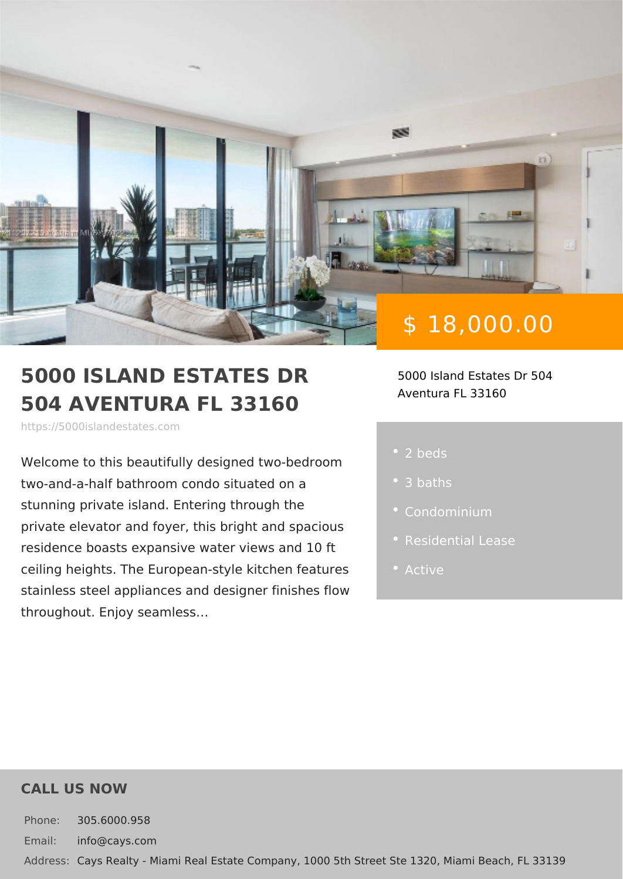$ 18,000.00

# 5000 ISLAND ESTATES DR 504 AVENTURA FL 33160

https://5000islandestates.com

5000 Island Estates Dr 504
Aventura FL 33160

Welcome to this beautifully designed two-bedroom two-and-a-half bathroom condo situated on a stunning private island. Entering through the private elevator and foyer, this bright and spacious residence boasts expansive water views and 10 ft ceiling heights. The European-style kitchen features stainless steel appliances and designer finishes flow throughout. Enjoy seamless...

- 2 beds
- 3 baths
- Condominium
- Residential Lease
- Active

## CALL US NOW

Phone: 305.6000.958

Email: info@cays.com

Address: Cays Realty - Miami Real Estate Company, 1000 5th Street Ste 1320, Miami Beach, FL 33139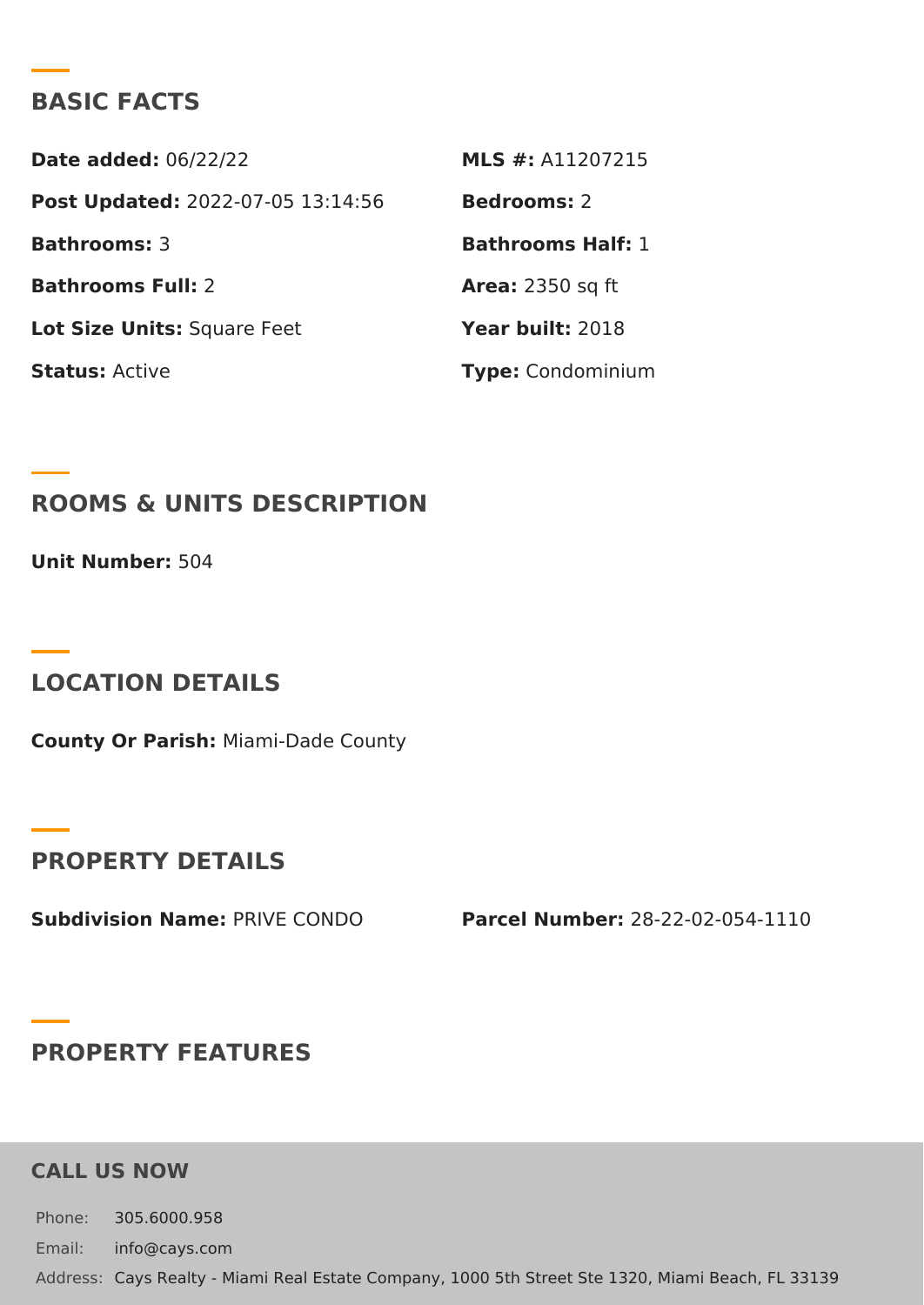## BASIC FACTS

**Date added:** 06/22/22

**MLS #:** A11207215

**Post Updated:** 2022-07-05 13:14:56

**Bedrooms:** 2

**Bathrooms:** 3

**Bathrooms Half:** 1

**Bathrooms Full:** 2

**Area:** 2350 sq ft

**Lot Size Units:** Square Feet

**Year built:** 2018

**Status:** Active

**Type:** Condominium

## ROOMS & UNITS DESCRIPTION

**Unit Number:** 504

## LOCATION DETAILS

**County Or Parish:** Miami-Dade County

## PROPERTY DETAILS

**Subdivision Name:** PRIVE CONDO

**Parcel Number:** 28-22-02-054-1110

## PROPERTY FEATURES

## CALL US NOW

Phone: 305.6000.958

Email: info@cays.com

Address: Cays Realty - Miami Real Estate Company, 1000 5th Street Ste 1320, Miami Beach, FL 33139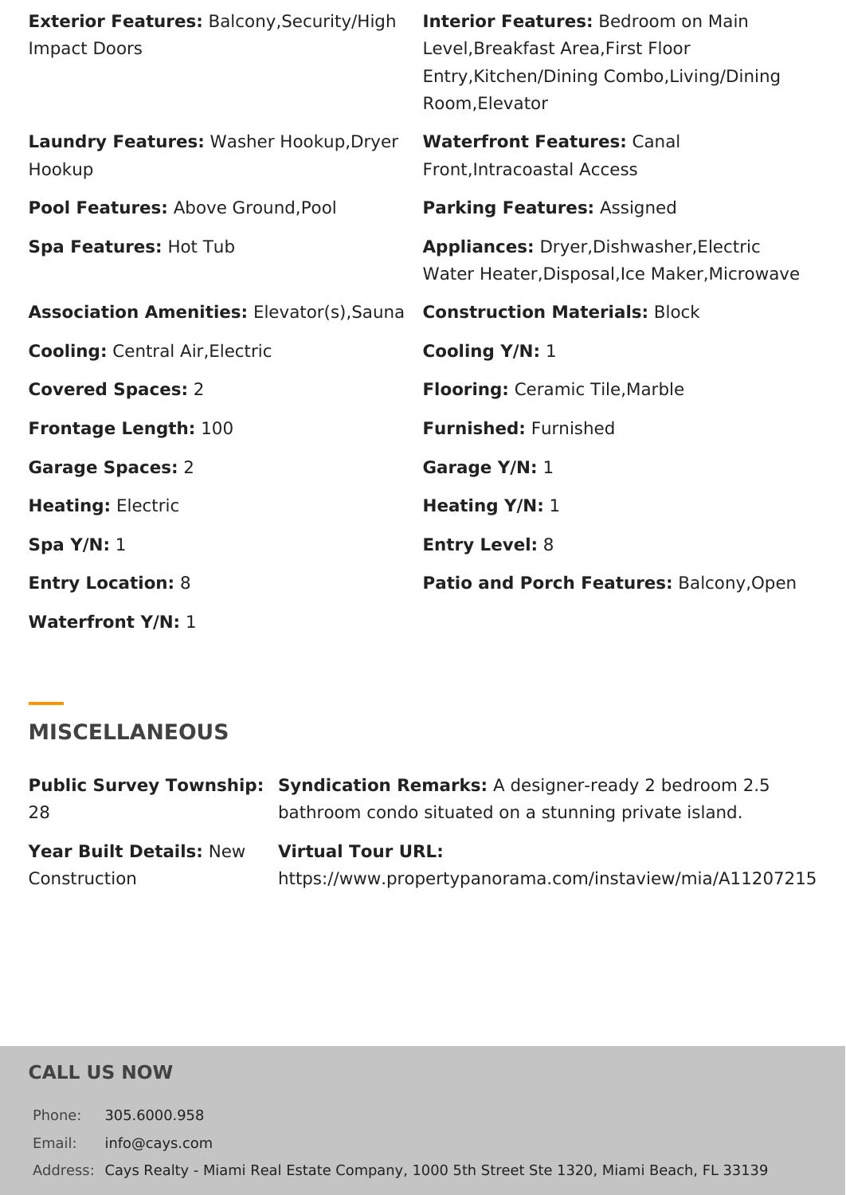**Exterior Features:** Balcony,Security/High Impact Doors

**Interior Features:** Bedroom on Main Level,Breakfast Area,First Floor Entry,Kitchen/Dining Combo,Living/Dining Room,Elevator

**Laundry Features:** Washer Hookup,Dryer Hookup

**Waterfront Features:** Canal Front,Intracoastal Access

**Pool Features:** Above Ground,Pool

**Parking Features:** Assigned

**Spa Features:** Hot Tub

**Appliances:** Dryer,Dishwasher,Electric Water Heater,Disposal,Ice Maker,Microwave

**Association Amenities:** Elevator(s),Sauna

**Construction Materials:** Block

**Cooling:** Central Air,Electric

**Cooling Y/N:** 1

**Covered Spaces:** 2

**Flooring:** Ceramic Tile,Marble

**Frontage Length:** 100

**Furnished:** Furnished

**Garage Spaces:** 2

**Garage Y/N:** 1

**Heating:** Electric

**Heating Y/N:** 1

**Spa Y/N:** 1

**Entry Level:** 8

**Entry Location:** 8

**Patio and Porch Features:** Balcony,Open

**Waterfront Y/N:** 1

## MISCELLANEOUS

**Public Survey Township:** 28

**Syndication Remarks:** A designer-ready 2 bedroom 2.5 bathroom condo situated on a stunning private island.

**Year Built Details:** New Construction

**Virtual Tour URL:** https://www.propertypanorama.com/instaview/mia/A11207215

## CALL US NOW

Phone: 305.6000.958

Email: info@cays.com

Address: Cays Realty - Miami Real Estate Company, 1000 5th Street Ste 1320, Miami Beach, FL 33139